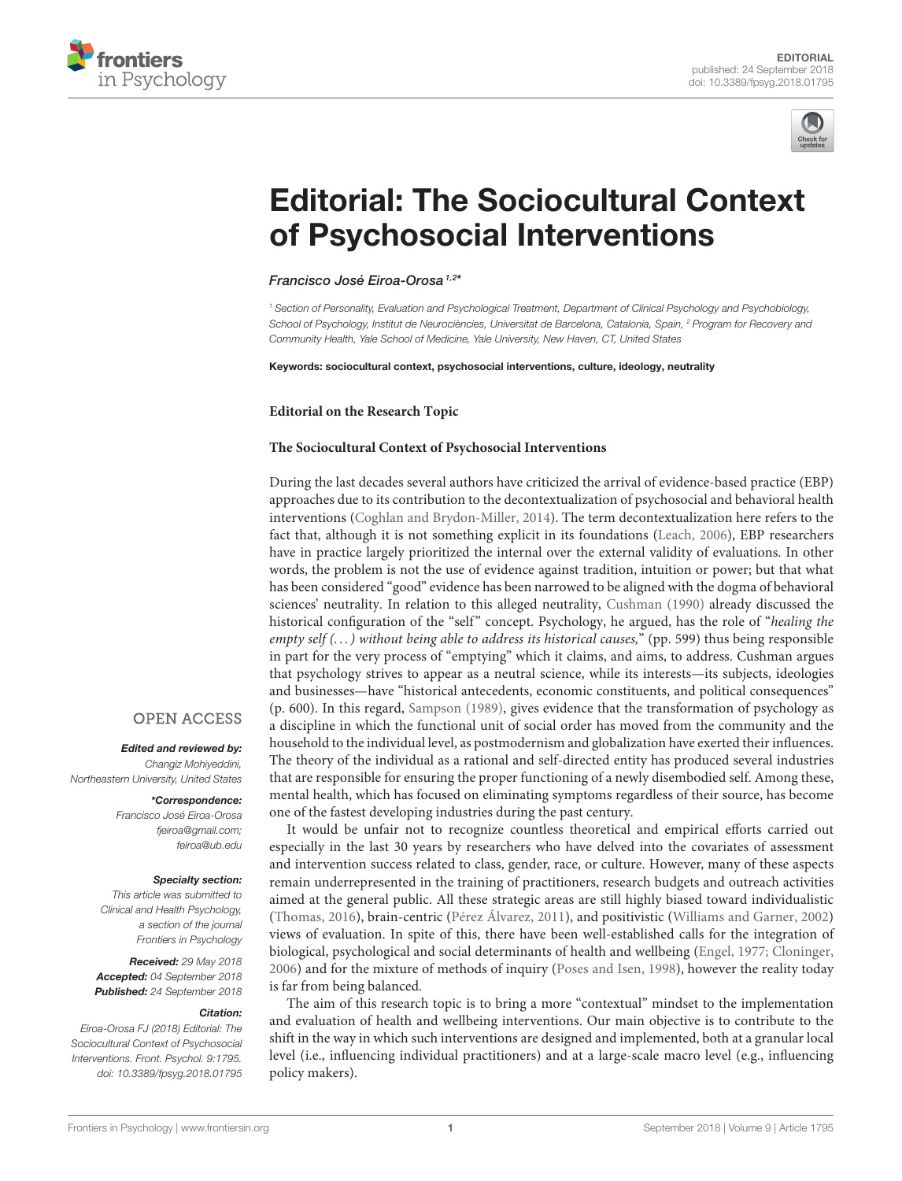EDITORIAL
published: 24 September 2018
doi: 10.3389/fpsyg.2018.01795

# Editorial: The Sociocultural Context of Psychosocial Interventions

*Francisco José Eiroa-Orosa[1,2]**

[1] *Section of Personality, Evaluation and Psychological Treatment, Department of Clinical Psychology and Psychobiology, School of Psychology, Institut de Neurociències, Universitat de Barcelona, Catalonia, Spain,* [2] *Program for Recovery and Community Health, Yale School of Medicine, Yale University, New Haven, CT, United States*

**Keywords: sociocultural context, psychosocial interventions, culture, ideology, neutrality**

**Editorial on the Research Topic**

**The Sociocultural Context of Psychosocial Interventions**

During the last decades several authors have criticized the arrival of evidence-based practice (EBP) approaches due to its contribution to the decontextualization of psychosocial and behavioral health interventions (Coghlan and Brydon-Miller, 2014). The term decontextualization here refers to the fact that, although it is not something explicit in its foundations (Leach, 2006), EBP researchers have in practice largely prioritized the internal over the external validity of evaluations. In other words, the problem is not the use of evidence against tradition, intuition or power; but that what has been considered "good" evidence has been narrowed to be aligned with the dogma of behavioral sciences' neutrality. In relation to this alleged neutrality, Cushman (1990) already discussed the historical configuration of the "self" concept. Psychology, he argued, has the role of "*healing the empty self (...) without being able to address its historical causes,*" (pp. 599) thus being responsible in part for the very process of "emptying" which it claims, and aims, to address. Cushman argues that psychology strives to appear as a neutral science, while its interests—its subjects, ideologies and businesses—have "historical antecedents, economic constituents, and political consequences" (p. 600). In this regard, Sampson (1989), gives evidence that the transformation of psychology as a discipline in which the functional unit of social order has moved from the community and the household to the individual level, as postmodernism and globalization have exerted their influences. The theory of the individual as a rational and self-directed entity has produced several industries that are responsible for ensuring the proper functioning of a newly disembodied self. Among these, mental health, which has focused on eliminating symptoms regardless of their source, has become one of the fastest developing industries during the past century.

It would be unfair not to recognize countless theoretical and empirical efforts carried out especially in the last 30 years by researchers who have delved into the covariates of assessment and intervention success related to class, gender, race, or culture. However, many of these aspects remain underrepresented in the training of practitioners, research budgets and outreach activities aimed at the general public. All these strategic areas are still highly biased toward individualistic (Thomas, 2016), brain-centric (Pérez Álvarez, 2011), and positivistic (Williams and Garner, 2002) views of evaluation. In spite of this, there have been well-established calls for the integration of biological, psychological and social determinants of health and wellbeing (Engel, 1977; Cloninger, 2006) and for the mixture of methods of inquiry (Poses and Isen, 1998), however the reality today is far from being balanced.

The aim of this research topic is to bring a more "contextual" mindset to the implementation and evaluation of health and wellbeing interventions. Our main objective is to contribute to the shift in the way in which such interventions are designed and implemented, both at a granular local level (i.e., influencing individual practitioners) and at a large-scale macro level (e.g., influencing policy makers).

OPEN ACCESS

***Edited and reviewed by:***
Changiz Mohiyeddini,
Northeastern University, United States

***\*Correspondence:***
Francisco José Eiroa-Orosa
fjeiroa@gmail.com;
feiroa@ub.edu

***Specialty section:***
This article was submitted to Clinical and Health Psychology, a section of the journal Frontiers in Psychology

***Received:*** 29 May 2018
***Accepted:*** 04 September 2018
***Published:*** 24 September 2018

***Citation:***
Eiroa-Orosa FJ (2018) Editorial: The Sociocultural Context of Psychosocial Interventions. Front. Psychol. 9:1795. doi: 10.3389/fpsyg.2018.01795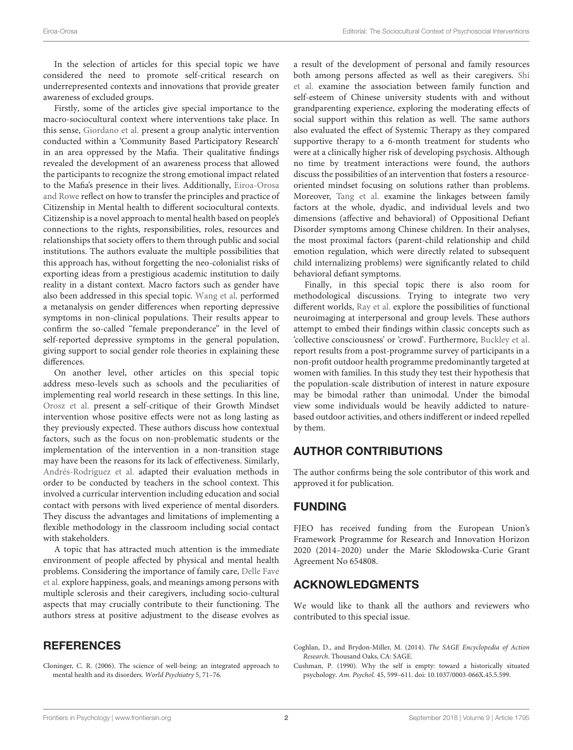In the selection of articles for this special topic we have considered the need to promote self-critical research on underrepresented contexts and innovations that provide greater awareness of excluded groups.

Firstly, some of the articles give special importance to the macro-sociocultural context where interventions take place. In this sense, Giordano et al. present a group analytic intervention conducted within a 'Community Based Participatory Research' in an area oppressed by the Mafia. Their qualitative findings revealed the development of an awareness process that allowed the participants to recognize the strong emotional impact related to the Mafia's presence in their lives. Additionally, Eiroa-Orosa and Rowe reflect on how to transfer the principles and practice of Citizenship in Mental health to different sociocultural contexts. Citizenship is a novel approach to mental health based on people's connections to the rights, responsibilities, roles, resources and relationships that society offers to them through public and social institutions. The authors evaluate the multiple possibilities that this approach has, without forgetting the neo-colonialist risks of exporting ideas from a prestigious academic institution to daily reality in a distant context. Macro factors such as gender have also been addressed in this special topic. Wang et al. performed a metanalysis on gender differences when reporting depressive symptoms in non-clinical populations. Their results appear to confirm the so-called "female preponderance" in the level of self-reported depressive symptoms in the general population, giving support to social gender role theories in explaining these differences.

On another level, other articles on this special topic address meso-levels such as schools and the peculiarities of implementing real world research in these settings. In this line, Orosz et al. present a self-critique of their Growth Mindset intervention whose positive effects were not as long lasting as they previously expected. These authors discuss how contextual factors, such as the focus on non-problematic students or the implementation of the intervention in a non-transition stage may have been the reasons for its lack of effectiveness. Similarly, Andrés-Rodríguez et al. adapted their evaluation methods in order to be conducted by teachers in the school context. This involved a curricular intervention including education and social contact with persons with lived experience of mental disorders. They discuss the advantages and limitations of implementing a flexible methodology in the classroom including social contact with stakeholders.

A topic that has attracted much attention is the immediate environment of people affected by physical and mental health problems. Considering the importance of family care, Delle Fave et al. explore happiness, goals, and meanings among persons with multiple sclerosis and their caregivers, including socio-cultural aspects that may crucially contribute to their functioning. The authors stress at positive adjustment to the disease evolves as a result of the development of personal and family resources both among persons affected as well as their caregivers. Shi et al. examine the association between family function and self-esteem of Chinese university students with and without grandparenting experience, exploring the moderating effects of social support within this relation as well. The same authors also evaluated the effect of Systemic Therapy as they compared supportive therapy to a 6-month treatment for students who were at a clinically higher risk of developing psychosis. Although no time by treatment interactions were found, the authors discuss the possibilities of an intervention that fosters a resource-oriented mindset focusing on solutions rather than problems. Moreover, Tang et al. examine the linkages between family factors at the whole, dyadic, and individual levels and two dimensions (affective and behavioral) of Oppositional Defiant Disorder symptoms among Chinese children. In their analyses, the most proximal factors (parent-child relationship and child emotion regulation, which were directly related to subsequent child internalizing problems) were significantly related to child behavioral defiant symptoms.

Finally, in this special topic there is also room for methodological discussions. Trying to integrate two very different worlds, Ray et al. explore the possibilities of functional neuroimaging at interpersonal and group levels. These authors attempt to embed their findings within classic concepts such as 'collective consciousness' or 'crowd'. Furthermore, Buckley et al. report results from a post-programme survey of participants in a non-profit outdoor health programme predominantly targeted at women with families. In this study they test their hypothesis that the population-scale distribution of interest in nature exposure may be bimodal rather than unimodal. Under the bimodal view some individuals would be heavily addicted to nature-based outdoor activities, and others indifferent or indeed repelled by them.

## AUTHOR CONTRIBUTIONS

The author confirms being the sole contributor of this work and approved it for publication.

## FUNDING

FJEO has received funding from the European Union's Framework Programme for Research and Innovation Horizon 2020 (2014–2020) under the Marie Sklodowska-Curie Grant Agreement No 654808.

## ACKNOWLEDGMENTS

We would like to thank all the authors and reviewers who contributed to this special issue.

## REFERENCES

Cloninger, C. R. (2006). The science of well-being: an integrated approach to mental health and its disorders. *World Psychiatry* 5, 71–76.

Coghlan, D., and Brydon-Miller, M. (2014). *The SAGE Encyclopedia of Action Research*. Thousand Oaks, CA: SAGE.

Cushman, P. (1990). Why the self is empty: toward a historically situated psychology. *Am. Psychol.* 45, 599–611. doi: 10.1037/0003-066X.45.5.599.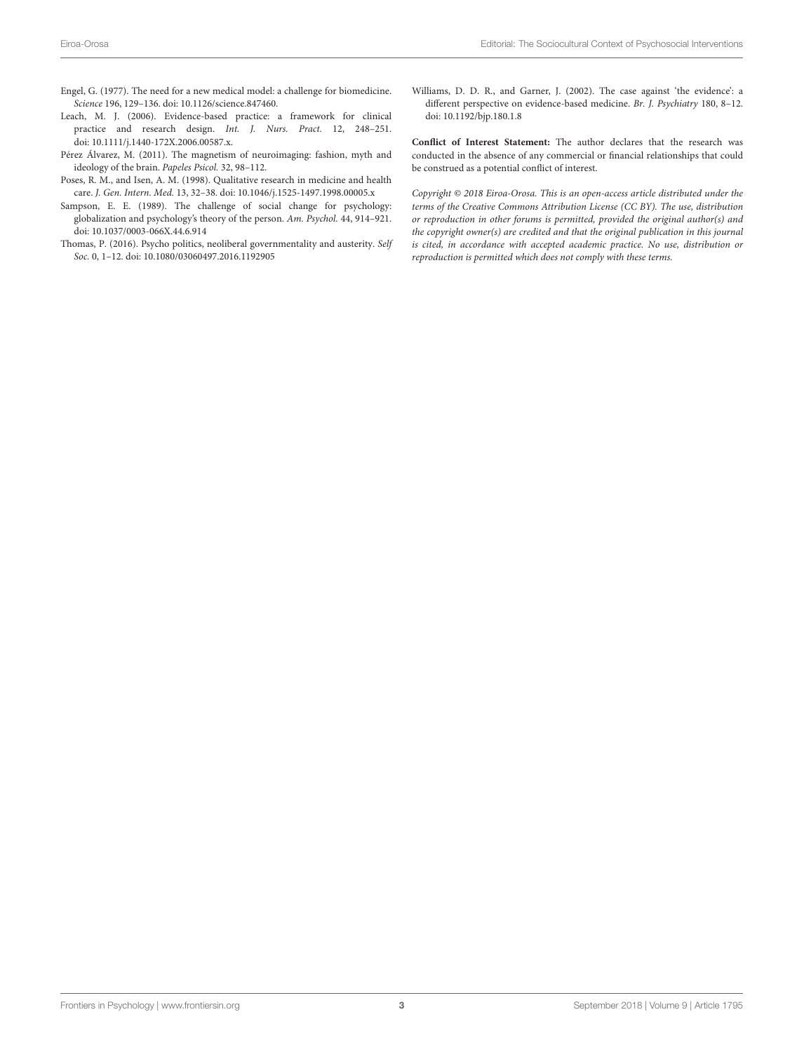Engel, G. (1977). The need for a new medical model: a challenge for biomedicine. *Science* 196, 129–136. doi: 10.1126/science.847460.

Leach, M. J. (2006). Evidence-based practice: a framework for clinical practice and research design. *Int. J. Nurs. Pract.* 12, 248–251. doi: 10.1111/j.1440-172X.2006.00587.x.

Pérez Álvarez, M. (2011). The magnetism of neuroimaging: fashion, myth and ideology of the brain. *Papeles Psicol.* 32, 98–112.

Poses, R. M., and Isen, A. M. (1998). Qualitative research in medicine and health care. *J. Gen. Intern. Med.* 13, 32–38. doi: 10.1046/j.1525-1497.1998.00005.x

Sampson, E. E. (1989). The challenge of social change for psychology: globalization and psychology's theory of the person. *Am. Psychol.* 44, 914–921. doi: 10.1037/0003-066X.44.6.914

Thomas, P. (2016). Psycho politics, neoliberal governmentality and austerity. *Self Soc.* 0, 1–12. doi: 10.1080/03060497.2016.1192905

Williams, D. D. R., and Garner, J. (2002). The case against 'the evidence': a different perspective on evidence-based medicine. *Br. J. Psychiatry* 180, 8–12. doi: 10.1192/bjp.180.1.8

**Conflict of Interest Statement:** The author declares that the research was conducted in the absence of any commercial or financial relationships that could be construed as a potential conflict of interest.

*Copyright © 2018 Eiroa-Orosa. This is an open-access article distributed under the terms of the Creative Commons Attribution License (CC BY). The use, distribution or reproduction in other forums is permitted, provided the original author(s) and the copyright owner(s) are credited and that the original publication in this journal is cited, in accordance with accepted academic practice. No use, distribution or reproduction is permitted which does not comply with these terms.*